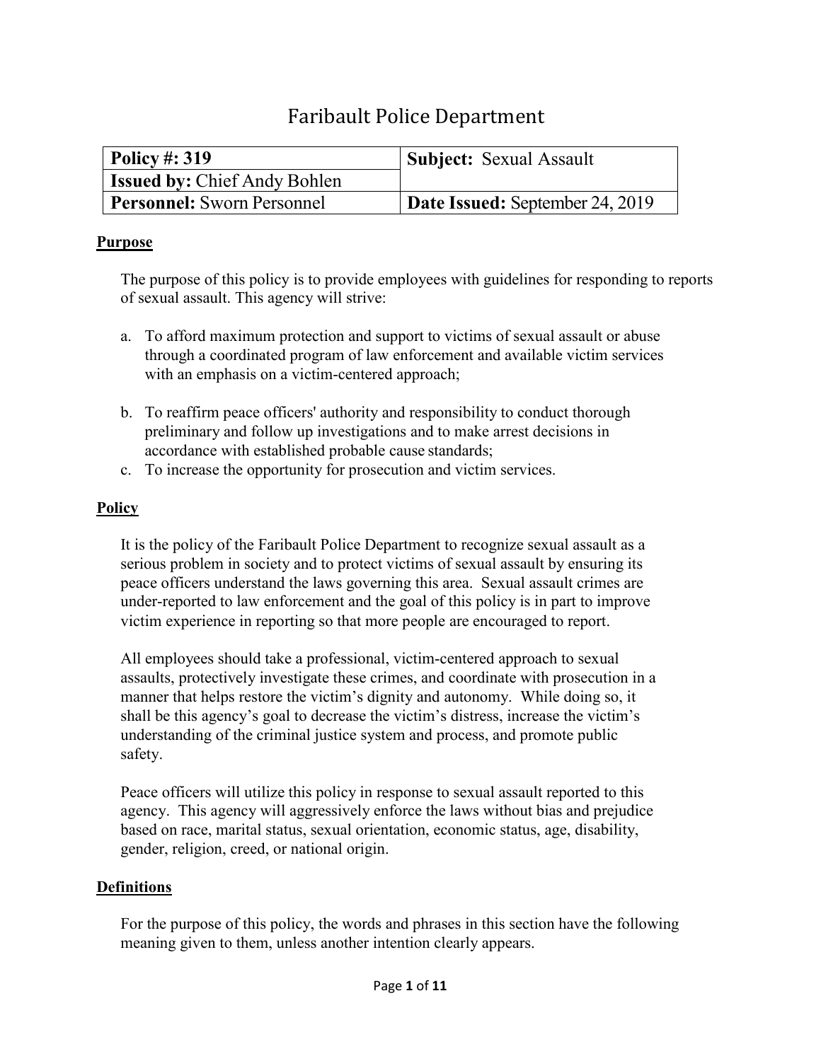# Faribault Police Department

| **Policy #:** 319 | **Subject:** Sexual Assault |
|---|---|
| **Issued by:** Chief Andy Bohlen | |
| **Personnel:** Sworn Personnel | **Date Issued:** September 24, 2019 |

## Purpose

The purpose of this policy is to provide employees with guidelines for responding to reports of sexual assault. This agency will strive:

a. To afford maximum protection and support to victims of sexual assault or abuse through a coordinated program of law enforcement and available victim services with an emphasis on a victim-centered approach;

b. To reaffirm peace officers' authority and responsibility to conduct thorough preliminary and follow up investigations and to make arrest decisions in accordance with established probable cause standards;

c. To increase the opportunity for prosecution and victim services.

## Policy

It is the policy of the Faribault Police Department to recognize sexual assault as a serious problem in society and to protect victims of sexual assault by ensuring its peace officers understand the laws governing this area. Sexual assault crimes are under-reported to law enforcement and the goal of this policy is in part to improve victim experience in reporting so that more people are encouraged to report.

All employees should take a professional, victim-centered approach to sexual assaults, protectively investigate these crimes, and coordinate with prosecution in a manner that helps restore the victim's dignity and autonomy. While doing so, it shall be this agency's goal to decrease the victim's distress, increase the victim's understanding of the criminal justice system and process, and promote public safety.

Peace officers will utilize this policy in response to sexual assault reported to this agency. This agency will aggressively enforce the laws without bias and prejudice based on race, marital status, sexual orientation, economic status, age, disability, gender, religion, creed, or national origin.

## Definitions

For the purpose of this policy, the words and phrases in this section have the following meaning given to them, unless another intention clearly appears.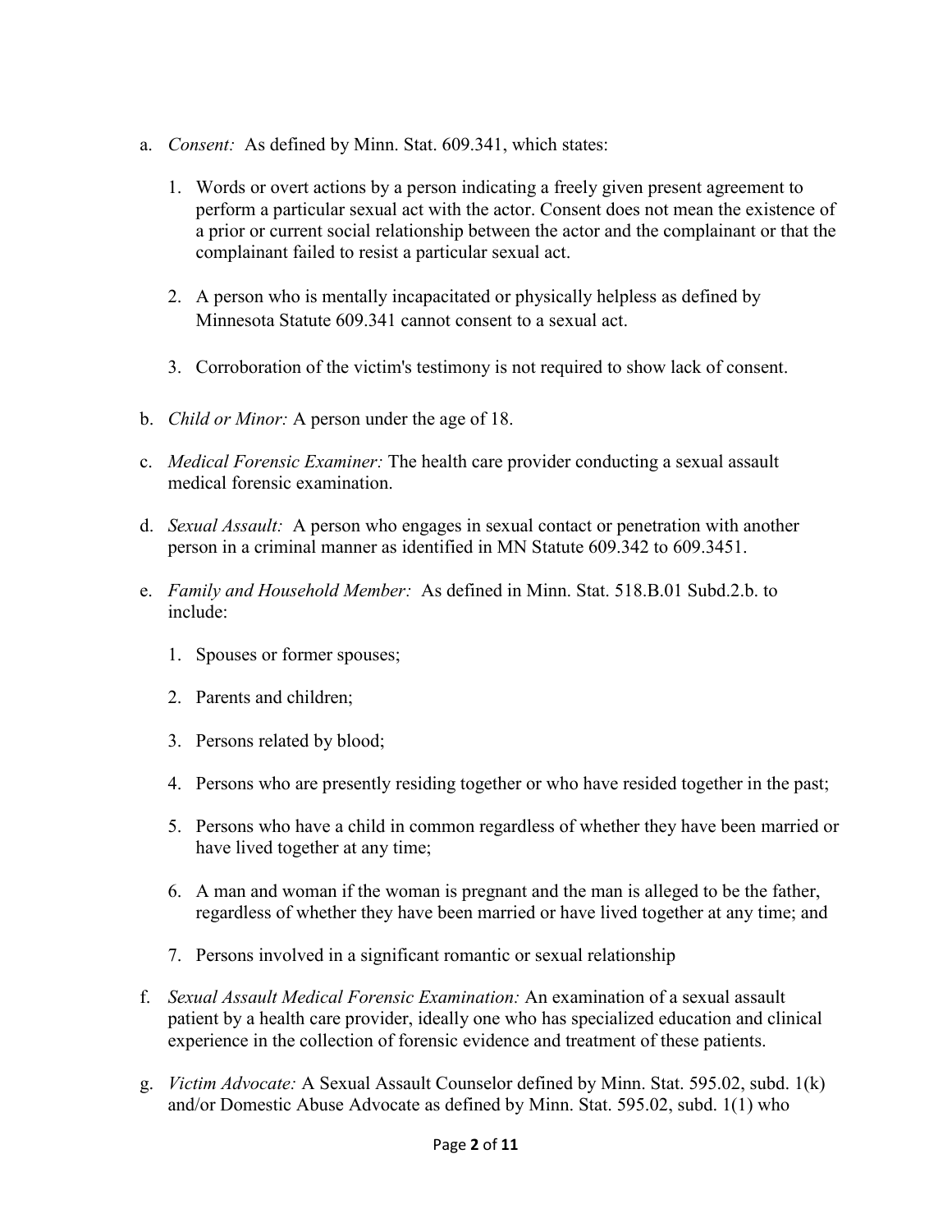a. *Consent:* As defined by Minn. Stat. 609.341, which states:

   1. Words or overt actions by a person indicating a freely given present agreement to perform a particular sexual act with the actor. Consent does not mean the existence of a prior or current social relationship between the actor and the complainant or that the complainant failed to resist a particular sexual act.

   2. A person who is mentally incapacitated or physically helpless as defined by Minnesota Statute 609.341 cannot consent to a sexual act.

   3. Corroboration of the victim's testimony is not required to show lack of consent.

b. *Child or Minor:* A person under the age of 18.

c. *Medical Forensic Examiner:* The health care provider conducting a sexual assault medical forensic examination.

d. *Sexual Assault:* A person who engages in sexual contact or penetration with another person in a criminal manner as identified in MN Statute 609.342 to 609.3451.

e. *Family and Household Member:* As defined in Minn. Stat. 518.B.01 Subd.2.b. to include:

   1. Spouses or former spouses;

   2. Parents and children;

   3. Persons related by blood;

   4. Persons who are presently residing together or who have resided together in the past;

   5. Persons who have a child in common regardless of whether they have been married or have lived together at any time;

   6. A man and woman if the woman is pregnant and the man is alleged to be the father, regardless of whether they have been married or have lived together at any time; and

   7. Persons involved in a significant romantic or sexual relationship

f. *Sexual Assault Medical Forensic Examination:* An examination of a sexual assault patient by a health care provider, ideally one who has specialized education and clinical experience in the collection of forensic evidence and treatment of these patients.

g. *Victim Advocate:* A Sexual Assault Counselor defined by Minn. Stat. 595.02, subd. 1(k) and/or Domestic Abuse Advocate as defined by Minn. Stat. 595.02, subd. 1(1) who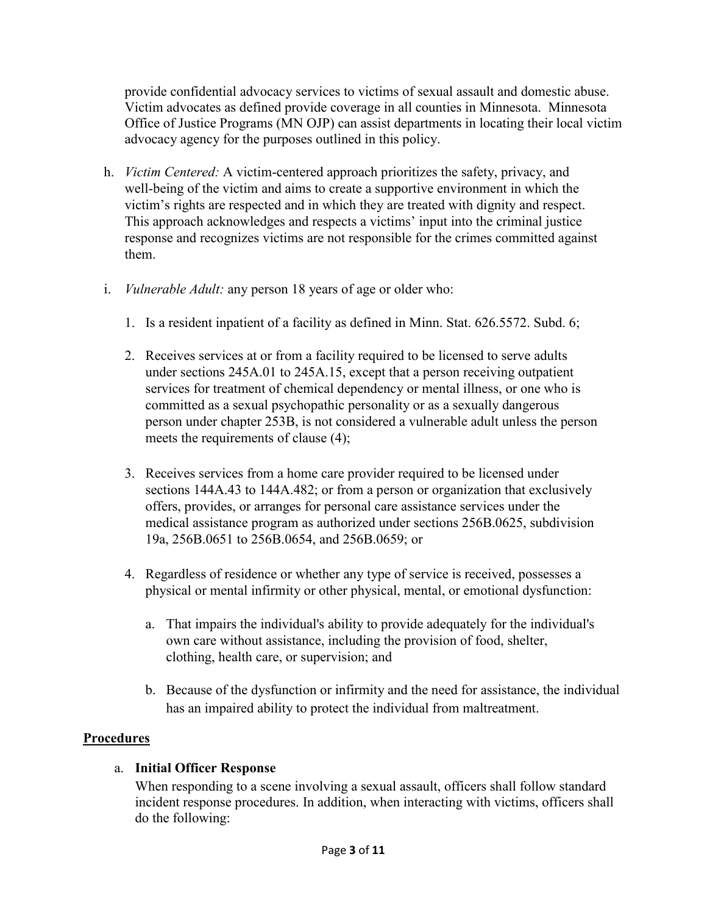provide confidential advocacy services to victims of sexual assault and domestic abuse. Victim advocates as defined provide coverage in all counties in Minnesota. Minnesota Office of Justice Programs (MN OJP) can assist departments in locating their local victim advocacy agency for the purposes outlined in this policy.

h. *Victim Centered:* A victim-centered approach prioritizes the safety, privacy, and well-being of the victim and aims to create a supportive environment in which the victim's rights are respected and in which they are treated with dignity and respect. This approach acknowledges and respects a victims' input into the criminal justice response and recognizes victims are not responsible for the crimes committed against them.

i. *Vulnerable Adult:* any person 18 years of age or older who:

   1. Is a resident inpatient of a facility as defined in Minn. Stat. 626.5572. Subd. 6;

   2. Receives services at or from a facility required to be licensed to serve adults under sections 245A.01 to 245A.15, except that a person receiving outpatient services for treatment of chemical dependency or mental illness, or one who is committed as a sexual psychopathic personality or as a sexually dangerous person under chapter 253B, is not considered a vulnerable adult unless the person meets the requirements of clause (4);

   3. Receives services from a home care provider required to be licensed under sections 144A.43 to 144A.482; or from a person or organization that exclusively offers, provides, or arranges for personal care assistance services under the medical assistance program as authorized under sections 256B.0625, subdivision 19a, 256B.0651 to 256B.0654, and 256B.0659; or

   4. Regardless of residence or whether any type of service is received, possesses a physical or mental infirmity or other physical, mental, or emotional dysfunction:

      a. That impairs the individual's ability to provide adequately for the individual's own care without assistance, including the provision of food, shelter, clothing, health care, or supervision; and

      b. Because of the dysfunction or infirmity and the need for assistance, the individual has an impaired ability to protect the individual from maltreatment.

## Procedures

a. **Initial Officer Response**

   When responding to a scene involving a sexual assault, officers shall follow standard incident response procedures. In addition, when interacting with victims, officers shall do the following: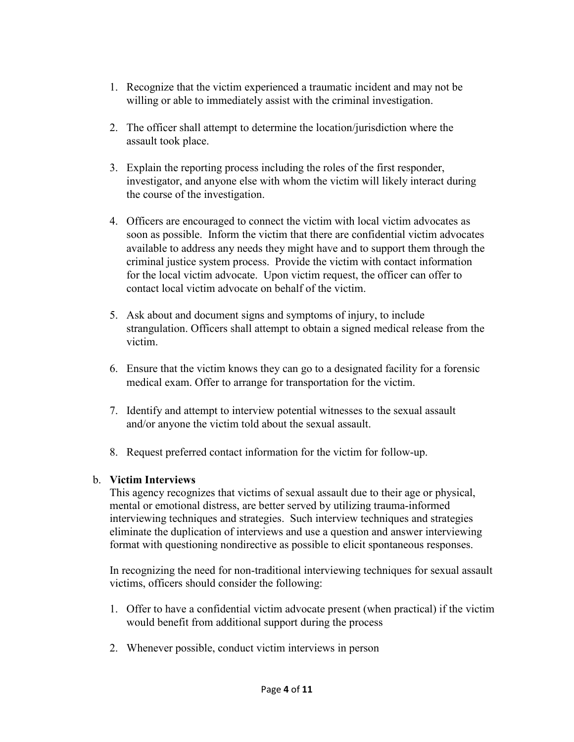1. Recognize that the victim experienced a traumatic incident and may not be willing or able to immediately assist with the criminal investigation.

2. The officer shall attempt to determine the location/jurisdiction where the assault took place.

3. Explain the reporting process including the roles of the first responder, investigator, and anyone else with whom the victim will likely interact during the course of the investigation.

4. Officers are encouraged to connect the victim with local victim advocates as soon as possible. Inform the victim that there are confidential victim advocates available to address any needs they might have and to support them through the criminal justice system process. Provide the victim with contact information for the local victim advocate. Upon victim request, the officer can offer to contact local victim advocate on behalf of the victim.

5. Ask about and document signs and symptoms of injury, to include strangulation. Officers shall attempt to obtain a signed medical release from the victim.

6. Ensure that the victim knows they can go to a designated facility for a forensic medical exam. Offer to arrange for transportation for the victim.

7. Identify and attempt to interview potential witnesses to the sexual assault and/or anyone the victim told about the sexual assault.

8. Request preferred contact information for the victim for follow-up.

b. **Victim Interviews**

This agency recognizes that victims of sexual assault due to their age or physical, mental or emotional distress, are better served by utilizing trauma-informed interviewing techniques and strategies. Such interview techniques and strategies eliminate the duplication of interviews and use a question and answer interviewing format with questioning nondirective as possible to elicit spontaneous responses.

In recognizing the need for non-traditional interviewing techniques for sexual assault victims, officers should consider the following:

1. Offer to have a confidential victim advocate present (when practical) if the victim would benefit from additional support during the process

2. Whenever possible, conduct victim interviews in person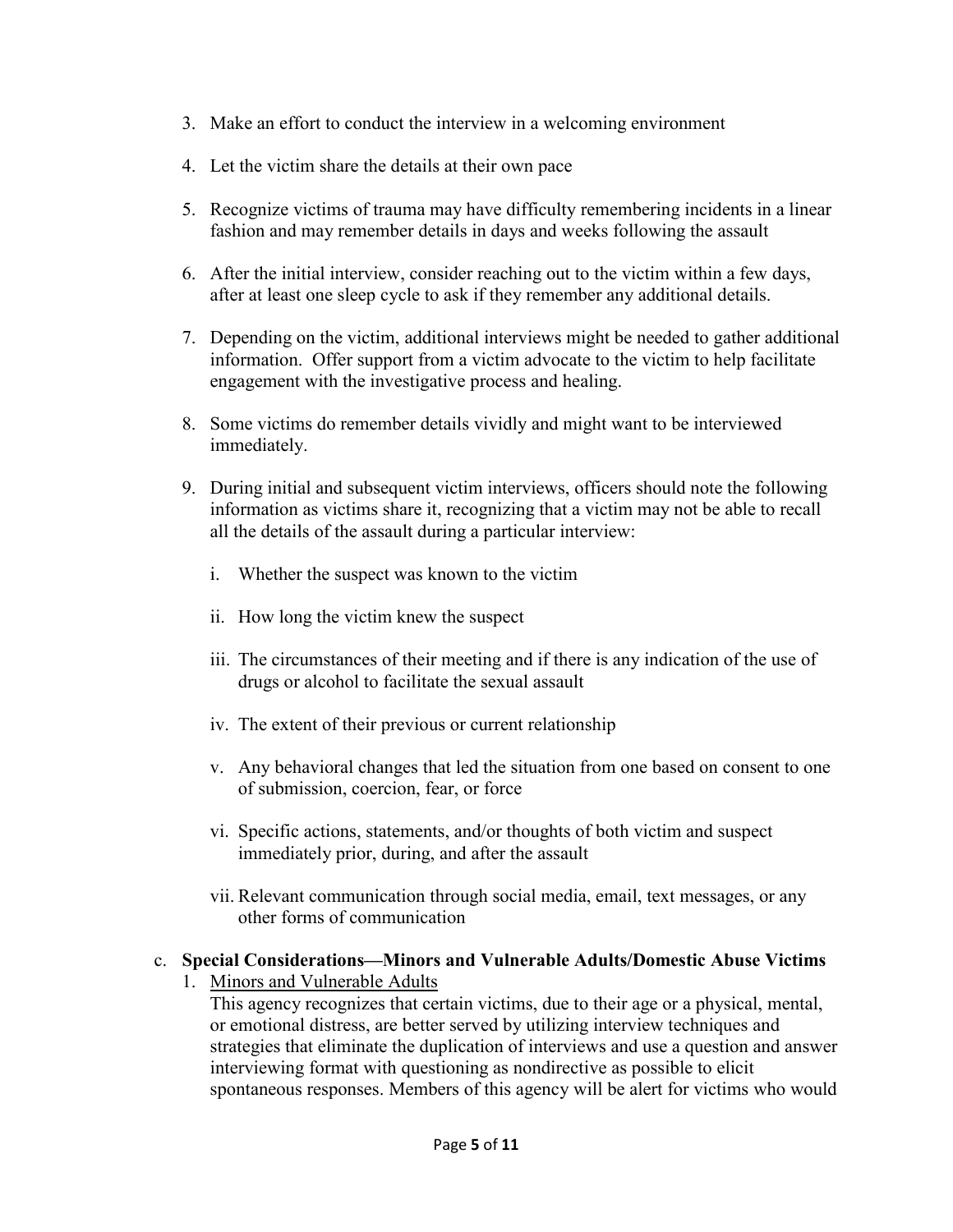3. Make an effort to conduct the interview in a welcoming environment

4. Let the victim share the details at their own pace

5. Recognize victims of trauma may have difficulty remembering incidents in a linear fashion and may remember details in days and weeks following the assault

6. After the initial interview, consider reaching out to the victim within a few days, after at least one sleep cycle to ask if they remember any additional details.

7. Depending on the victim, additional interviews might be needed to gather additional information. Offer support from a victim advocate to the victim to help facilitate engagement with the investigative process and healing.

8. Some victims do remember details vividly and might want to be interviewed immediately.

9. During initial and subsequent victim interviews, officers should note the following information as victims share it, recognizing that a victim may not be able to recall all the details of the assault during a particular interview:

   i. Whether the suspect was known to the victim

   ii. How long the victim knew the suspect

   iii. The circumstances of their meeting and if there is any indication of the use of drugs or alcohol to facilitate the sexual assault

   iv. The extent of their previous or current relationship

   v. Any behavioral changes that led the situation from one based on consent to one of submission, coercion, fear, or force

   vi. Specific actions, statements, and/or thoughts of both victim and suspect immediately prior, during, and after the assault

   vii. Relevant communication through social media, email, text messages, or any other forms of communication

c. **Special Considerations—Minors and Vulnerable Adults/Domestic Abuse Victims**

1. Minors and Vulnerable Adults

   This agency recognizes that certain victims, due to their age or a physical, mental, or emotional distress, are better served by utilizing interview techniques and strategies that eliminate the duplication of interviews and use a question and answer interviewing format with questioning as nondirective as possible to elicit spontaneous responses. Members of this agency will be alert for victims who would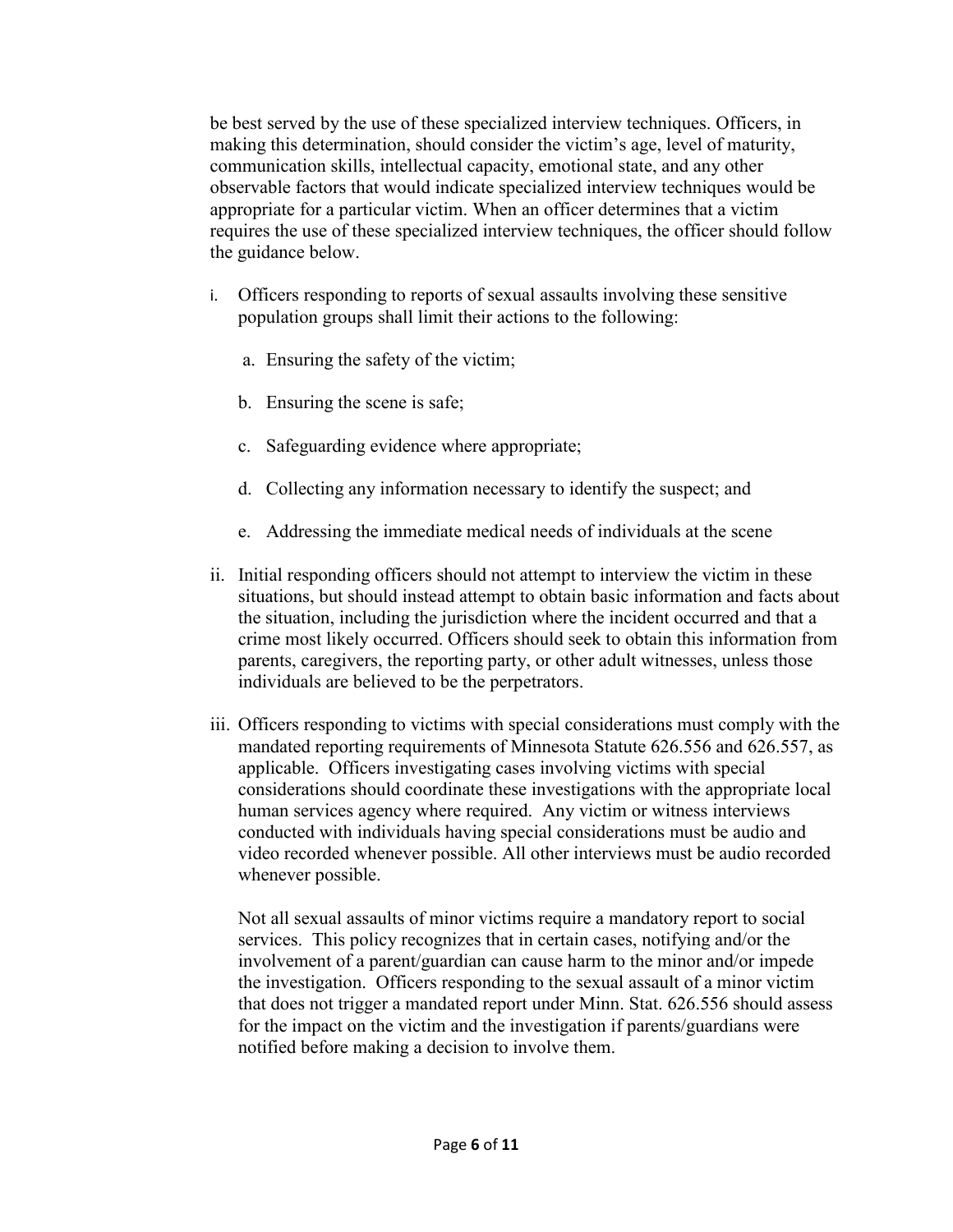be best served by the use of these specialized interview techniques. Officers, in making this determination, should consider the victim's age, level of maturity, communication skills, intellectual capacity, emotional state, and any other observable factors that would indicate specialized interview techniques would be appropriate for a particular victim. When an officer determines that a victim requires the use of these specialized interview techniques, the officer should follow the guidance below.

i. Officers responding to reports of sexual assaults involving these sensitive population groups shall limit their actions to the following:

   a. Ensuring the safety of the victim;

   b. Ensuring the scene is safe;

   c. Safeguarding evidence where appropriate;

   d. Collecting any information necessary to identify the suspect; and

   e. Addressing the immediate medical needs of individuals at the scene

ii. Initial responding officers should not attempt to interview the victim in these situations, but should instead attempt to obtain basic information and facts about the situation, including the jurisdiction where the incident occurred and that a crime most likely occurred. Officers should seek to obtain this information from parents, caregivers, the reporting party, or other adult witnesses, unless those individuals are believed to be the perpetrators.

iii. Officers responding to victims with special considerations must comply with the mandated reporting requirements of Minnesota Statute 626.556 and 626.557, as applicable. Officers investigating cases involving victims with special considerations should coordinate these investigations with the appropriate local human services agency where required. Any victim or witness interviews conducted with individuals having special considerations must be audio and video recorded whenever possible. All other interviews must be audio recorded whenever possible.

   Not all sexual assaults of minor victims require a mandatory report to social services. This policy recognizes that in certain cases, notifying and/or the involvement of a parent/guardian can cause harm to the minor and/or impede the investigation. Officers responding to the sexual assault of a minor victim that does not trigger a mandated report under Minn. Stat. 626.556 should assess for the impact on the victim and the investigation if parents/guardians were notified before making a decision to involve them.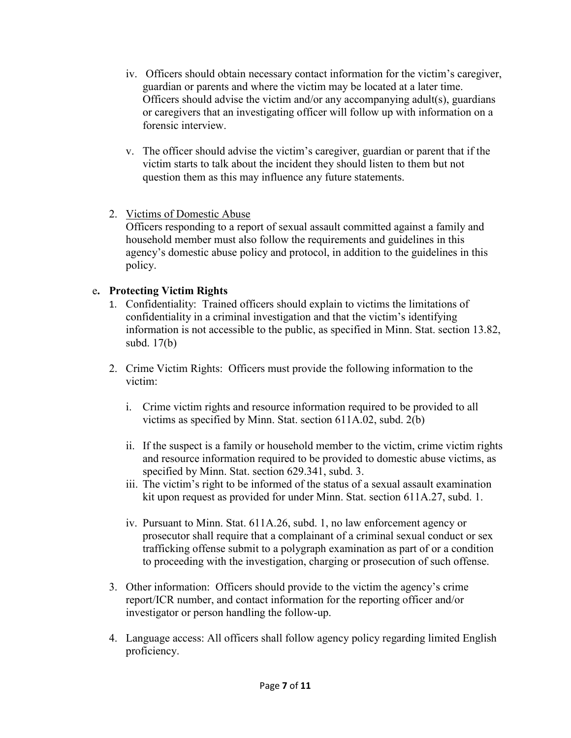iv. Officers should obtain necessary contact information for the victim's caregiver, guardian or parents and where the victim may be located at a later time. Officers should advise the victim and/or any accompanying adult(s), guardians or caregivers that an investigating officer will follow up with information on a forensic interview.

v. The officer should advise the victim's caregiver, guardian or parent that if the victim starts to talk about the incident they should listen to them but not question them as this may influence any future statements.

2. <u>Victims of Domestic Abuse</u>
   Officers responding to a report of sexual assault committed against a family and household member must also follow the requirements and guidelines in this agency's domestic abuse policy and protocol, in addition to the guidelines in this policy.

e**. Protecting Victim Rights**

1. Confidentiality: Trained officers should explain to victims the limitations of confidentiality in a criminal investigation and that the victim's identifying information is not accessible to the public, as specified in Minn. Stat. section 13.82, subd. 17(b)

2. Crime Victim Rights: Officers must provide the following information to the victim:

   i. Crime victim rights and resource information required to be provided to all victims as specified by Minn. Stat. section 611A.02, subd. 2(b)

   ii. If the suspect is a family or household member to the victim, crime victim rights and resource information required to be provided to domestic abuse victims, as specified by Minn. Stat. section 629.341, subd. 3.

   iii. The victim's right to be informed of the status of a sexual assault examination kit upon request as provided for under Minn. Stat. section 611A.27, subd. 1.

   iv. Pursuant to Minn. Stat. 611A.26, subd. 1, no law enforcement agency or prosecutor shall require that a complainant of a criminal sexual conduct or sex trafficking offense submit to a polygraph examination as part of or a condition to proceeding with the investigation, charging or prosecution of such offense.

3. Other information: Officers should provide to the victim the agency's crime report/ICR number, and contact information for the reporting officer and/or investigator or person handling the follow-up.

4. Language access: All officers shall follow agency policy regarding limited English proficiency.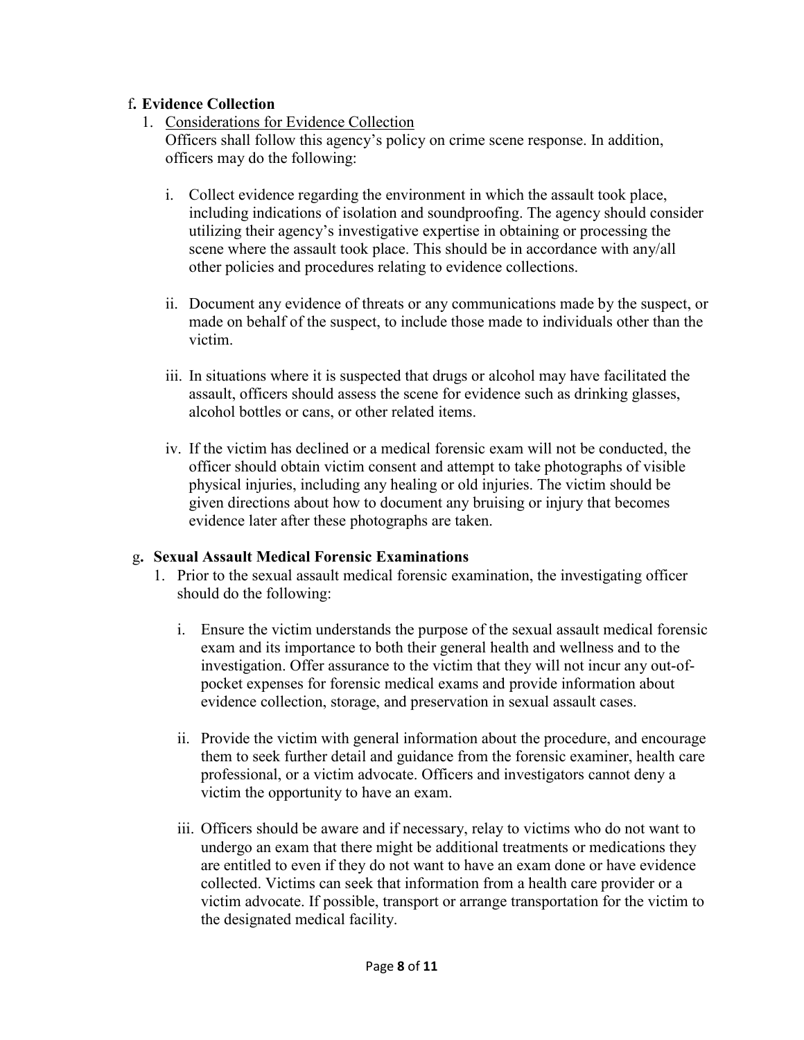**f. Evidence Collection**

1. Considerations for Evidence Collection

   Officers shall follow this agency's policy on crime scene response. In addition, officers may do the following:

   i. Collect evidence regarding the environment in which the assault took place, including indications of isolation and soundproofing. The agency should consider utilizing their agency's investigative expertise in obtaining or processing the scene where the assault took place. This should be in accordance with any/all other policies and procedures relating to evidence collections.

   ii. Document any evidence of threats or any communications made by the suspect, or made on behalf of the suspect, to include those made to individuals other than the victim.

   iii. In situations where it is suspected that drugs or alcohol may have facilitated the assault, officers should assess the scene for evidence such as drinking glasses, alcohol bottles or cans, or other related items.

   iv. If the victim has declined or a medical forensic exam will not be conducted, the officer should obtain victim consent and attempt to take photographs of visible physical injuries, including any healing or old injuries. The victim should be given directions about how to document any bruising or injury that becomes evidence later after these photographs are taken.

**g. Sexual Assault Medical Forensic Examinations**

1. Prior to the sexual assault medical forensic examination, the investigating officer should do the following:

   i. Ensure the victim understands the purpose of the sexual assault medical forensic exam and its importance to both their general health and wellness and to the investigation. Offer assurance to the victim that they will not incur any out-of-pocket expenses for forensic medical exams and provide information about evidence collection, storage, and preservation in sexual assault cases.

   ii. Provide the victim with general information about the procedure, and encourage them to seek further detail and guidance from the forensic examiner, health care professional, or a victim advocate. Officers and investigators cannot deny a victim the opportunity to have an exam.

   iii. Officers should be aware and if necessary, relay to victims who do not want to undergo an exam that there might be additional treatments or medications they are entitled to even if they do not want to have an exam done or have evidence collected. Victims can seek that information from a health care provider or a victim advocate. If possible, transport or arrange transportation for the victim to the designated medical facility.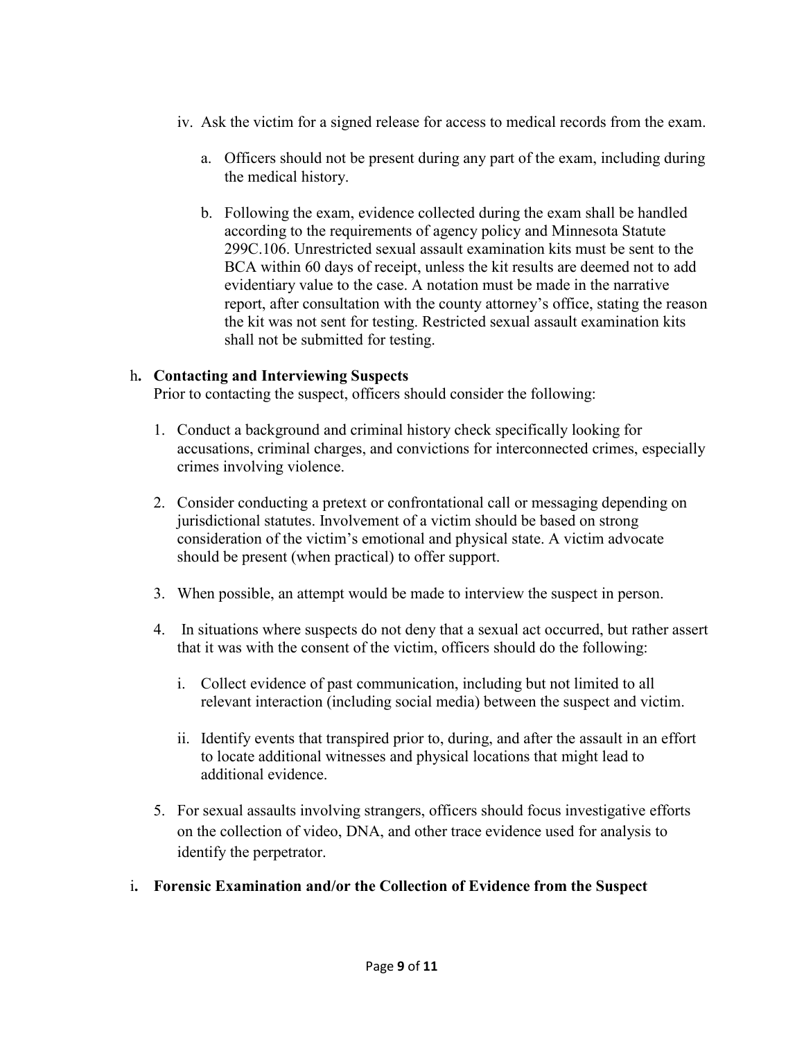iv. Ask the victim for a signed release for access to medical records from the exam.

a. Officers should not be present during any part of the exam, including during the medical history.

b. Following the exam, evidence collected during the exam shall be handled according to the requirements of agency policy and Minnesota Statute 299C.106. Unrestricted sexual assault examination kits must be sent to the BCA within 60 days of receipt, unless the kit results are deemed not to add evidentiary value to the case. A notation must be made in the narrative report, after consultation with the county attorney's office, stating the reason the kit was not sent for testing. Restricted sexual assault examination kits shall not be submitted for testing.

h. **Contacting and Interviewing Suspects**

Prior to contacting the suspect, officers should consider the following:

1. Conduct a background and criminal history check specifically looking for accusations, criminal charges, and convictions for interconnected crimes, especially crimes involving violence.

2. Consider conducting a pretext or confrontational call or messaging depending on jurisdictional statutes. Involvement of a victim should be based on strong consideration of the victim's emotional and physical state. A victim advocate should be present (when practical) to offer support.

3. When possible, an attempt would be made to interview the suspect in person.

4. In situations where suspects do not deny that a sexual act occurred, but rather assert that it was with the consent of the victim, officers should do the following:

   i. Collect evidence of past communication, including but not limited to all relevant interaction (including social media) between the suspect and victim.

   ii. Identify events that transpired prior to, during, and after the assault in an effort to locate additional witnesses and physical locations that might lead to additional evidence.

5. For sexual assaults involving strangers, officers should focus investigative efforts on the collection of video, DNA, and other trace evidence used for analysis to identify the perpetrator.

i. **Forensic Examination and/or the Collection of Evidence from the Suspect**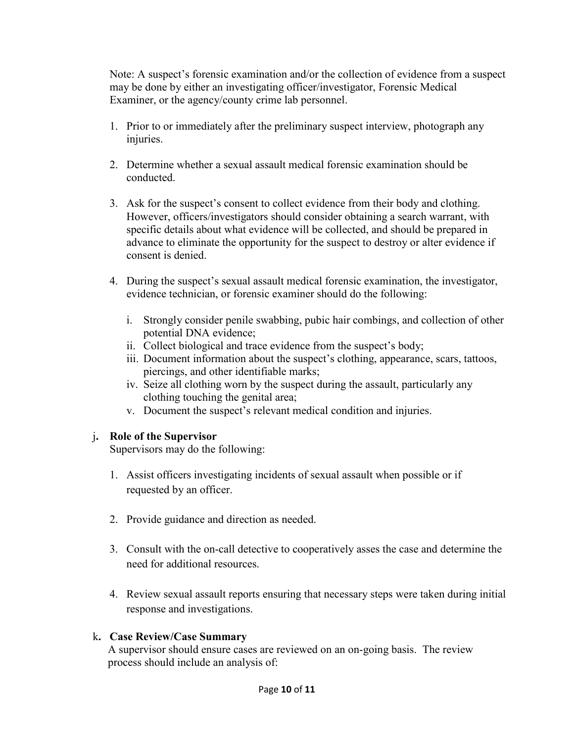Note: A suspect's forensic examination and/or the collection of evidence from a suspect may be done by either an investigating officer/investigator, Forensic Medical Examiner, or the agency/county crime lab personnel.

1. Prior to or immediately after the preliminary suspect interview, photograph any injuries.

2. Determine whether a sexual assault medical forensic examination should be conducted.

3. Ask for the suspect's consent to collect evidence from their body and clothing. However, officers/investigators should consider obtaining a search warrant, with specific details about what evidence will be collected, and should be prepared in advance to eliminate the opportunity for the suspect to destroy or alter evidence if consent is denied.

4. During the suspect's sexual assault medical forensic examination, the investigator, evidence technician, or forensic examiner should do the following:

   i. Strongly consider penile swabbing, pubic hair combings, and collection of other potential DNA evidence;
   ii. Collect biological and trace evidence from the suspect's body;
   iii. Document information about the suspect's clothing, appearance, scars, tattoos, piercings, and other identifiable marks;
   iv. Seize all clothing worn by the suspect during the assault, particularly any clothing touching the genital area;
   v. Document the suspect's relevant medical condition and injuries.

j. **Role of the Supervisor**

Supervisors may do the following:

1. Assist officers investigating incidents of sexual assault when possible or if requested by an officer.

2. Provide guidance and direction as needed.

3. Consult with the on-call detective to cooperatively asses the case and determine the need for additional resources.

4. Review sexual assault reports ensuring that necessary steps were taken during initial response and investigations.

k. **Case Review/Case Summary**

A supervisor should ensure cases are reviewed on an on-going basis. The review process should include an analysis of: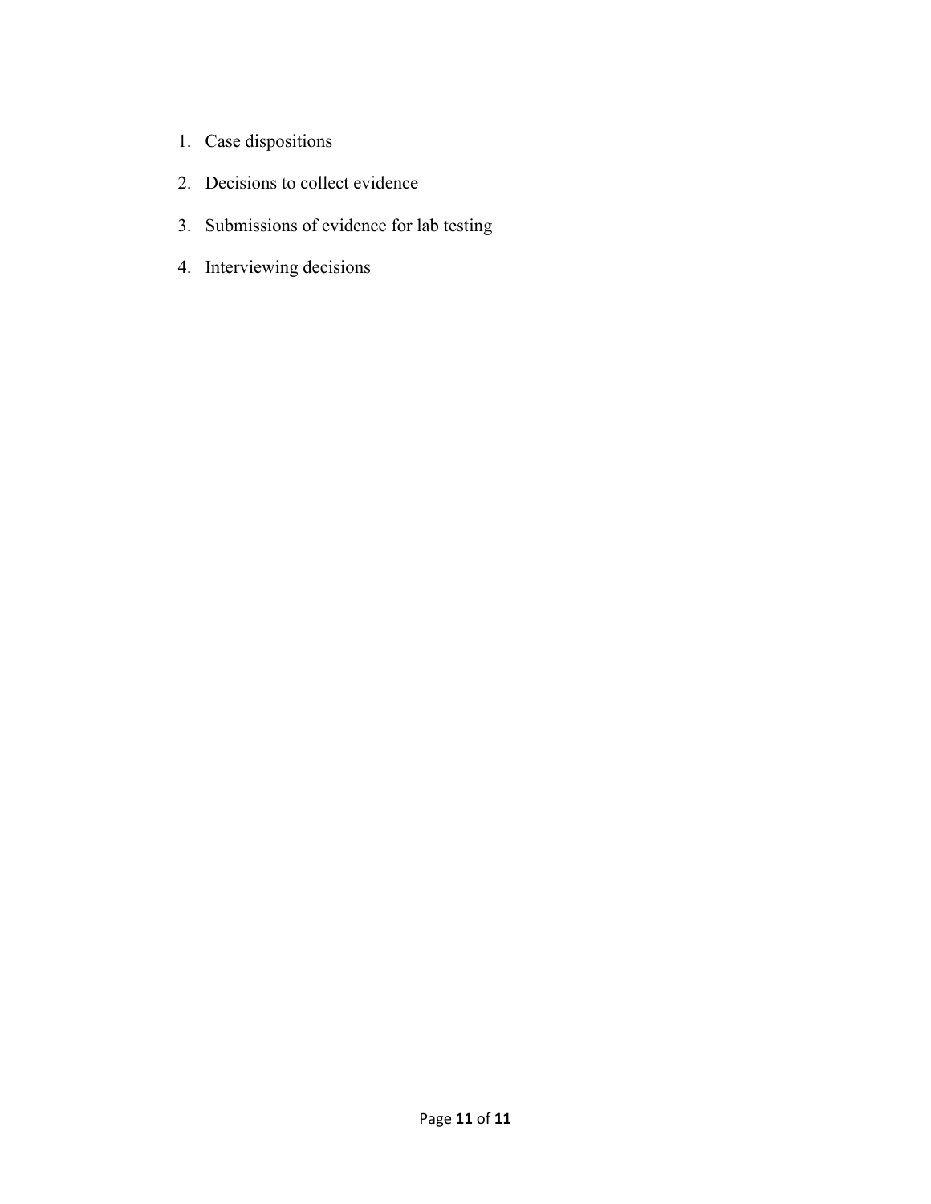1. Case dispositions
2. Decisions to collect evidence
3. Submissions of evidence for lab testing
4. Interviewing decisions